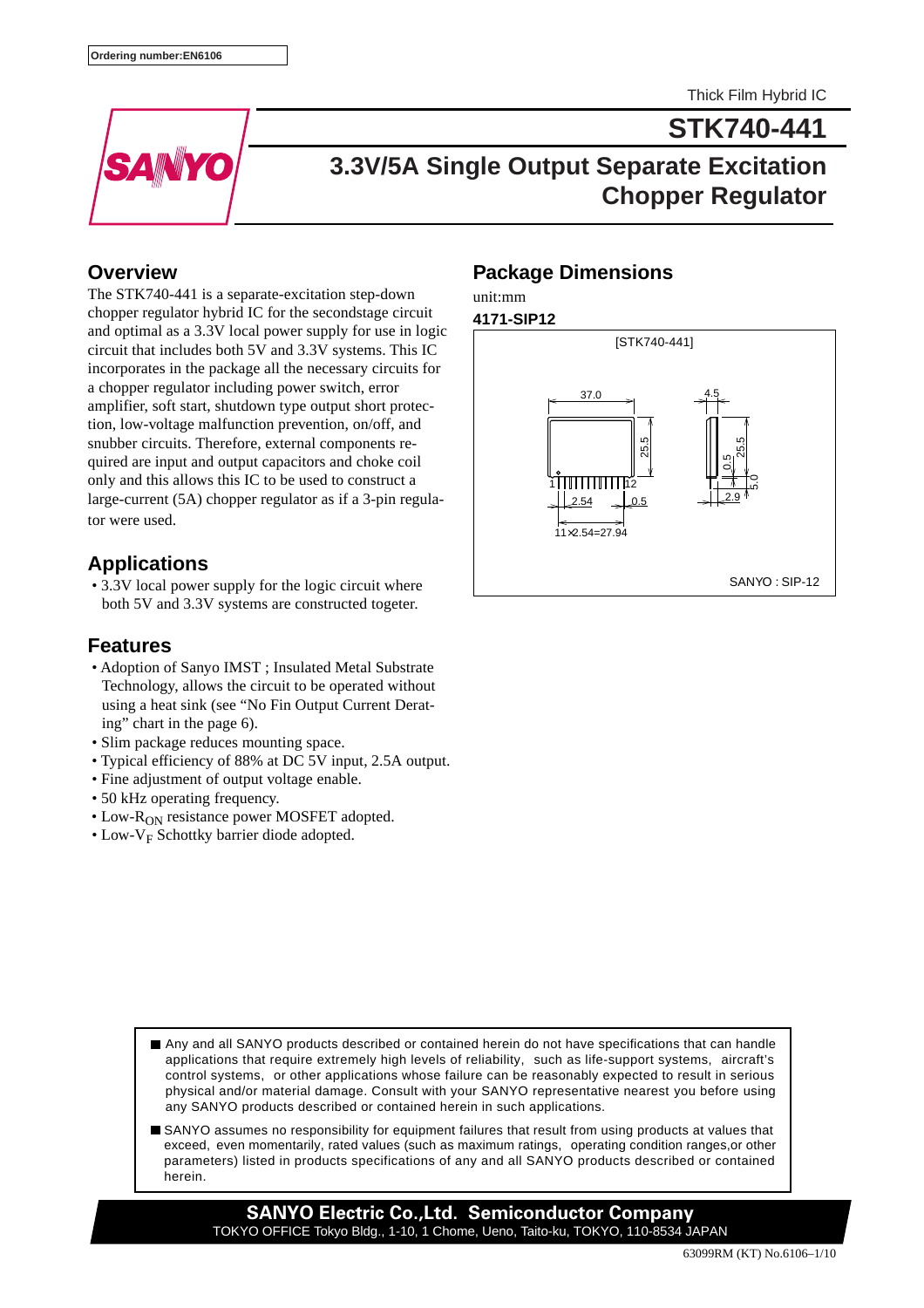Ordering number:EN6106

Thick Film Hybrid IC

# STK740-441

## 3.3V/5A Single Output Separate Excitation Chopper Regulator

## Overview

The STK740-441 is a separate-excitation step-down chopper regulator hybrid IC for the secondstage circuit and optimal as a 3.3V local power supply for use in logic circuit that includes both 5V and 3.3V systems. This IC incorporates in the package all the necessary circuits for a chopper regulator including power switch, error amplifier, soft start, shutdown type output short protection, low-voltage malfunction prevention, on/off, and snubber circuits. Therefore, external components required are input and output capacitors and choke coil only and this allows this IC to be used to construct a large-current (5A) chopper regulator as if a 3-pin regulator were used.

## Applications

- 3.3V local power supply for the logic circuit where both 5V and 3.3V systems are constructed togeter.

## Features

- Adoption of Sanyo IMST ; Insulated Metal Substrate Technology, allows the circuit to be operated without using a heat sink (see "No Fin Output Current Derating" chart in the page 6).
- Slim package reduces mounting space.
- Typical efficiency of 88% at DC 5V input, 2.5A output.
- Fine adjustment of output voltage enable.
- 50 kHz operating frequency.
- Low-$R_{ON}$ resistance power MOSFET adopted.
- Low-$V_F$ Schottky barrier diode adopted.

## Package Dimensions

unit:mm

**4171-SIP12**

[STK740-441]

37.0, 25.5, 4.5, 25.5, 0.5, 5.0, 2.9, 2.54, 0.5, 11×2.54=27.94, 1, 12

SANYO : SIP-12

- Any and all SANYO products described or contained herein do not have specifications that can handle applications that require extremely high levels of reliability, such as life-support systems, aircraft's control systems, or other applications whose failure can be reasonably expected to result in serious physical and/or material damage. Consult with your SANYO representative nearest you before using any SANYO products described or contained herein in such applications.
- SANYO assumes no responsibility for equipment failures that result from using products at values that exceed, even momentarily, rated values (such as maximum ratings, operating condition ranges,or other parameters) listed in products specifications of any and all SANYO products described or contained herein.

**SANYO Electric Co.,Ltd. Semiconductor Company**
TOKYO OFFICE Tokyo Bldg., 1-10, 1 Chome, Ueno, Taito-ku, TOKYO, 110-8534 JAPAN

63099RM (KT) No.6106–1/10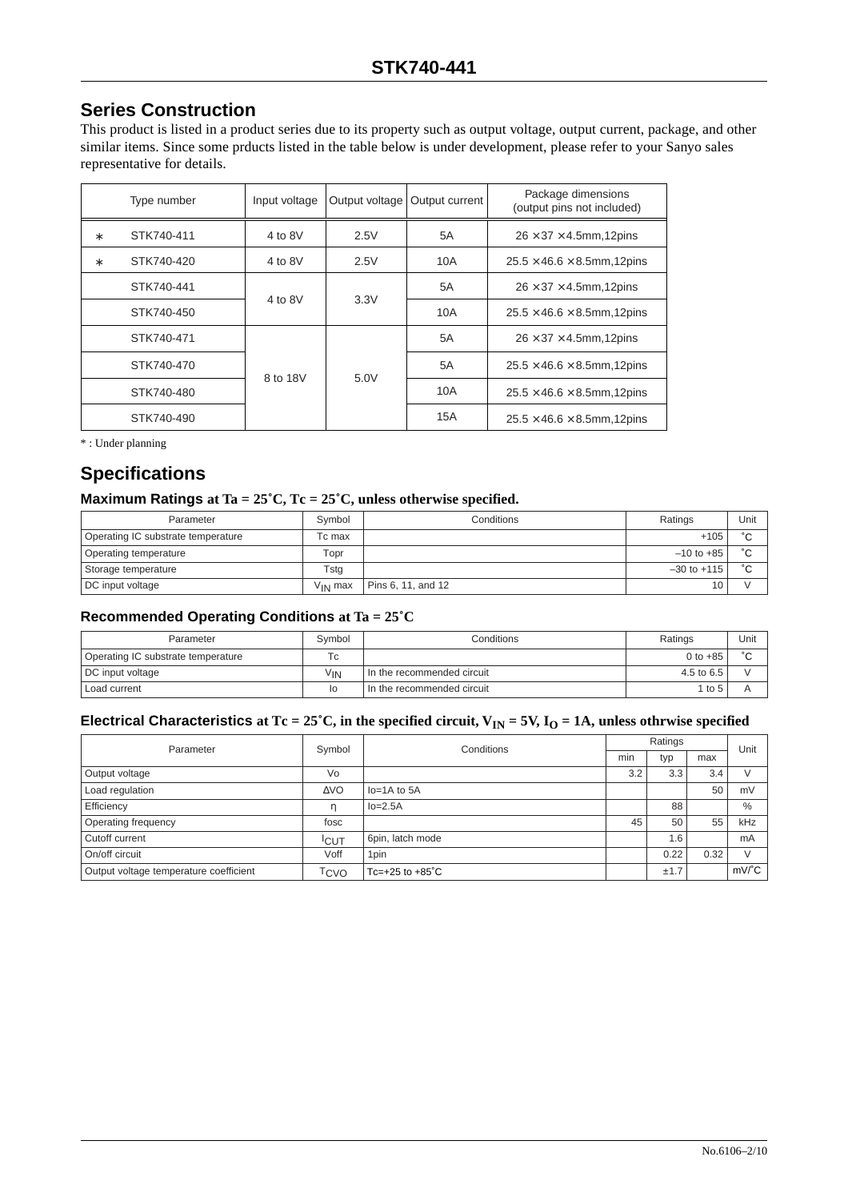## Series Construction

This product is listed in a product series due to its property such as output voltage, output current, package, and other similar items. Since some prducts listed in the table below is under development, please refer to your Sanyo sales representative for details.

| | Type number | Input voltage | Output voltage | Output current | Package dimensions (output pins not included) |
|---|---|---|---|---|---|
| * | STK740-411 | 4 to 8V | 2.5V | 5A | 26 × 37 × 4.5mm,12pins |
| * | STK740-420 | 4 to 8V | 2.5V | 10A | 25.5 × 46.6 × 8.5mm,12pins |
| | STK740-441 | 4 to 8V | 3.3V | 5A | 26 × 37 × 4.5mm,12pins |
| | STK740-450 | | | 10A | 25.5 × 46.6 × 8.5mm,12pins |
| | STK740-471 | 8 to 18V | 5.0V | 5A | 26 × 37 × 4.5mm,12pins |
| | STK740-470 | | | 5A | 25.5 × 46.6 × 8.5mm,12pins |
| | STK740-480 | | | 10A | 25.5 × 46.6 × 8.5mm,12pins |
| | STK740-490 | | | 15A | 25.5 × 46.6 × 8.5mm,12pins |

* : Under planning

## Specifications

### Maximum Ratings at Ta = 25˚C, Tc = 25˚C, unless otherwise specified.

| Parameter | Symbol | Conditions | Ratings | Unit |
|---|---|---|---|---|
| Operating IC substrate temperature | Tc max | | +105 | ˚C |
| Operating temperature | Topr | | –10 to +85 | ˚C |
| Storage temperature | Tstg | | –30 to +115 | ˚C |
| DC input voltage | $V_{IN}$ max | Pins 6, 11, and 12 | 10 | V |

### Recommended Operating Conditions at Ta = 25˚C

| Parameter | Symbol | Conditions | Ratings | Unit |
|---|---|---|---|---|
| Operating IC substrate temperature | Tc | | 0 to +85 | ˚C |
| DC input voltage | $V_{IN}$ | In the recommended circuit | 4.5 to 6.5 | V |
| Load current | Io | In the recommended circuit | 1 to 5 | A |

### Electrical Characteristics at Tc = 25˚C, in the specified circuit, $V_{IN}$ = 5V, $I_O$ = 1A, unless othrwise specified

| Parameter | Symbol | Conditions | Ratings | | | Unit |
|---|---|---|---|---|---|---|
| | | | min | typ | max | |
| Output voltage | Vo | | 3.2 | 3.3 | 3.4 | V |
| Load regulation | ΔVO | Io=1A to 5A | | | 50 | mV |
| Efficiency | η | Io=2.5A | | 88 | | % |
| Operating frequency | fosc | | 45 | 50 | 55 | kHz |
| Cutoff current | $I_{CUT}$ | 6pin, latch mode | | 1.6 | | mA |
| On/off circuit | Voff | 1pin | | 0.22 | 0.32 | V |
| Output voltage temperature coefficient | $T_{CVO}$ | Tc=+25 to +85˚C | | ±1.7 | | mV/˚C |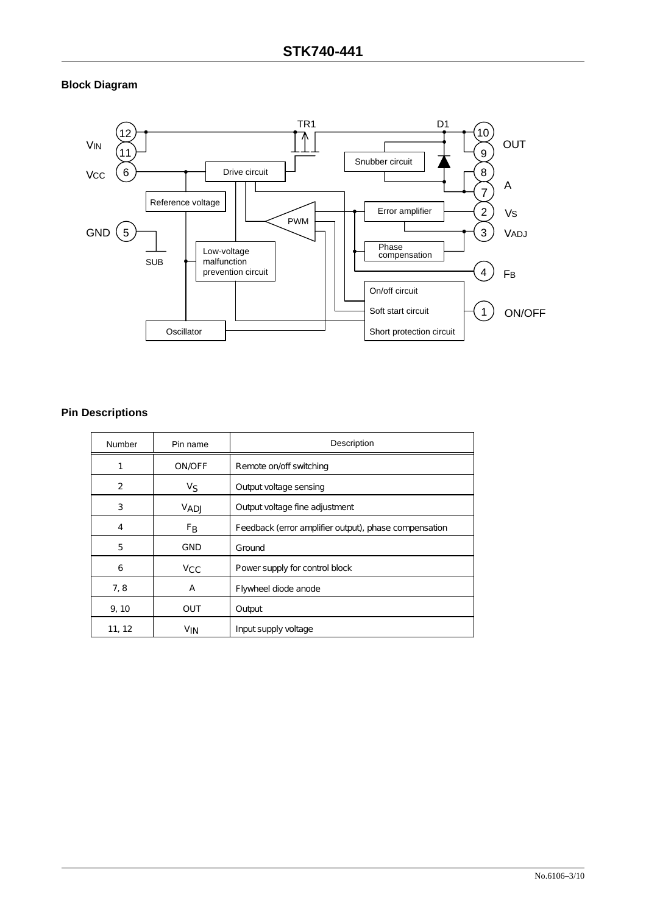## Block Diagram

## Pin Descriptions

| Number | Pin name | Description |
|---|---|---|
| 1 | ON/OFF | Remote on/off switching |
| 2 | $V_S$ | Output voltage sensing |
| 3 | $V_{ADJ}$ | Output voltage fine adjustment |
| 4 | $F_B$ | Feedback (error amplifier output), phase compensation |
| 5 | GND | Ground |
| 6 | $V_{CC}$ | Power supply for control block |
| 7, 8 | A | Flywheel diode anode |
| 9, 10 | OUT | Output |
| 11, 12 | $V_{IN}$ | Input supply voltage |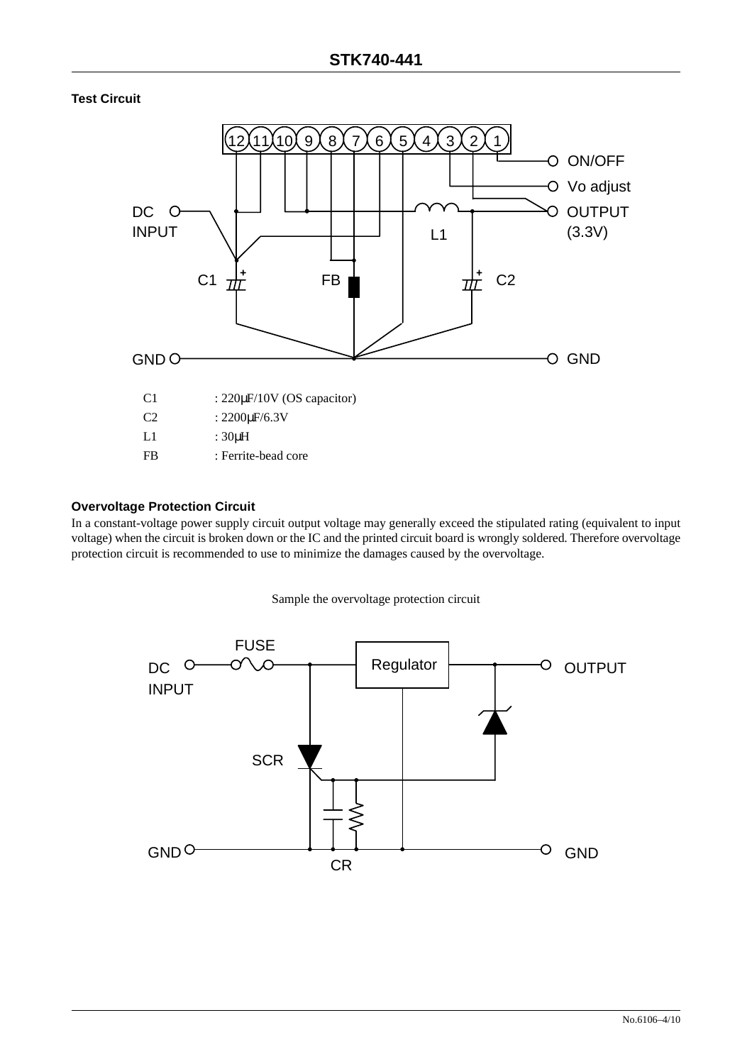### Test Circuit

C1 : 220μF/10V (OS capacitor)
C2 : 2200μF/6.3V
L1 : 30μH
FB : Ferrite-bead core

### Overvoltage Protection Circuit

In a constant-voltage power supply circuit output voltage may generally exceed the stipulated rating (equivalent to input voltage) when the circuit is broken down or the IC and the printed circuit board is wrongly soldered. Therefore overvoltage protection circuit is recommended to use to minimize the damages caused by the overvoltage.

Sample the overvoltage protection circuit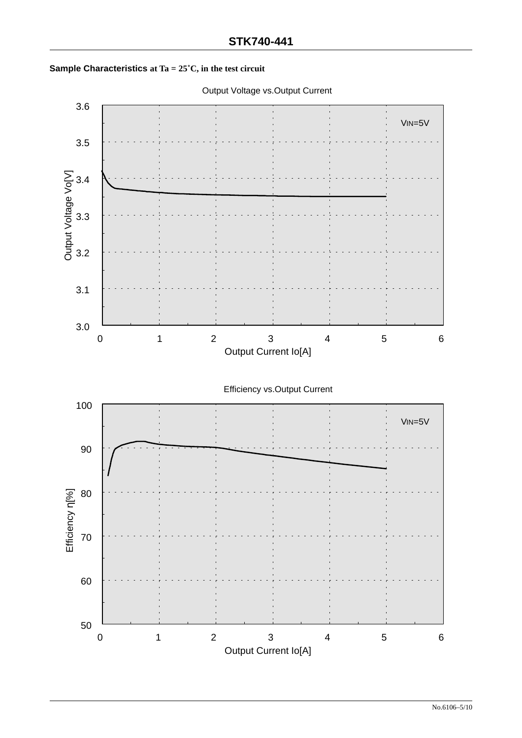**Sample Characteristics** at Ta = 25˚C, in the test circuit

Output Voltage vs.Output Current

$V_{IN}$=5V

Output Voltage Vo[V]

Output Current Io[A]

Efficiency vs.Output Current

$V_{IN}$=5V

Efficiency η[%]

Output Current Io[A]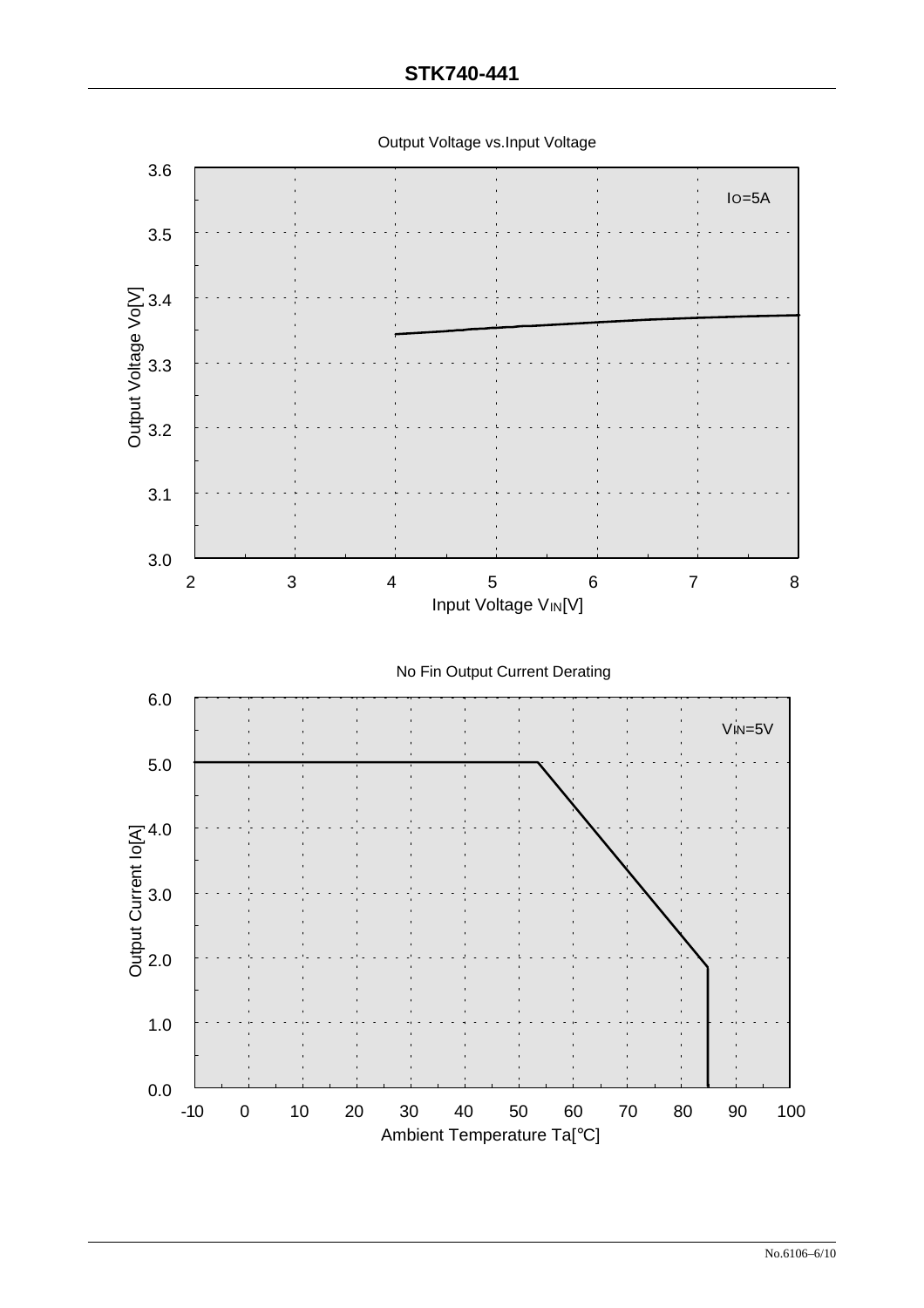Output Voltage vs.Input Voltage

Output Voltage Vo[V]

$I_O$=5A

Input Voltage $V_{IN}$[V]

No Fin Output Current Derating

Output Current Io[A]

$V_{IN}$=5V

Ambient Temperature Ta[°C]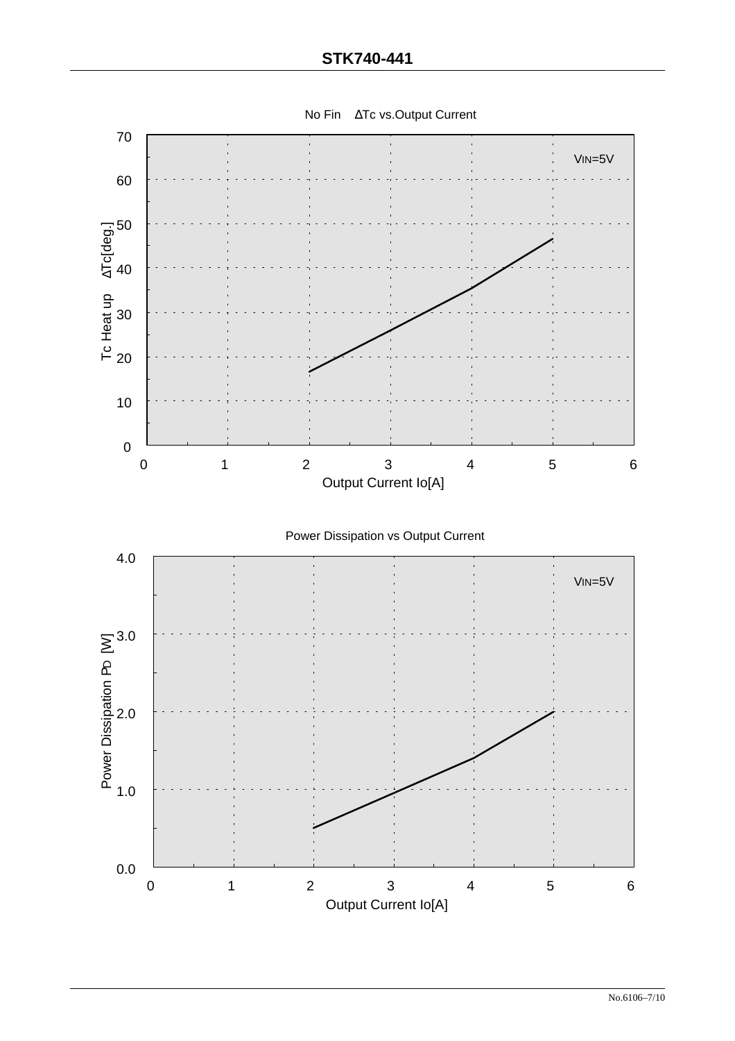No Fin ΔTc vs.Output Current

$V_{IN}$=5V

Tc Heat up ΔTc[deg.]

Output Current Io[A]

Power Dissipation vs Output Current

$V_{IN}$=5V

Power Dissipation $P_D$ [W]

Output Current Io[A]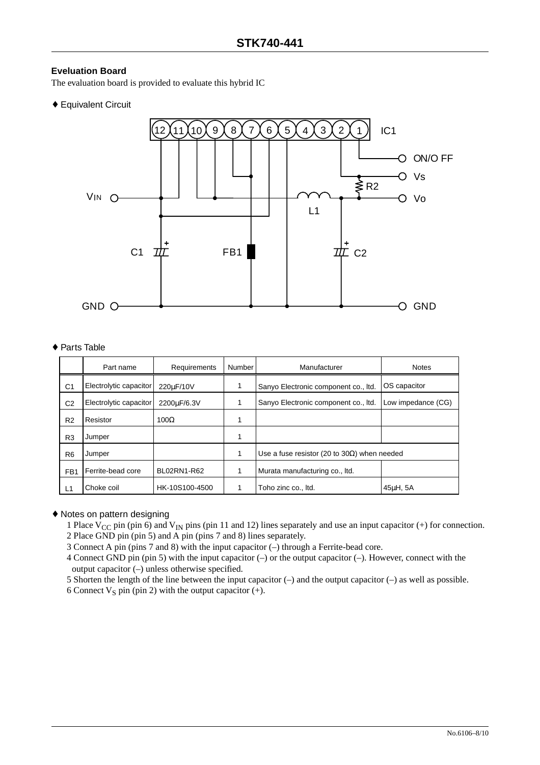## Eveluation Board

The evaluation board is provided to evaluate this hybrid IC

♦ Equivalent Circuit

♦ Parts Table

| | Part name | Requirements | Number | Manufacturer | Notes |
|---|---|---|---|---|---|
| C1 | Electrolytic capacitor | 220μF/10V | 1 | Sanyo Electronic component co., ltd. | OS capacitor |
| C2 | Electrolytic capacitor | 2200μF/6.3V | 1 | Sanyo Electronic component co., ltd. | Low impedance (CG) |
| R2 | Resistor | 100Ω | 1 | | |
| R3 | Jumper | | 1 | | |
| R6 | Jumper | | 1 | Use a fuse resistor (20 to 30Ω) when needed | |
| FB1 | Ferrite-bead core | BL02RN1-R62 | 1 | Murata manufacturing co., ltd. | |
| L1 | Choke coil | HK-10S100-4500 | 1 | Toho zinc co., ltd. | 45μH, 5A |

♦ Notes on pattern designing

1 Place $V_{CC}$ pin (pin 6) and $V_{IN}$ pins (pin 11 and 12) lines separately and use an input capacitor (+) for connection.
2 Place GND pin (pin 5) and A pin (pins 7 and 8) lines separately.
3 Connect A pin (pins 7 and 8) with the input capacitor (–) through a Ferrite-bead core.
4 Connect GND pin (pin 5) with the input capacitor (–) or the output capacitor (–). However, connect with the output capacitor (–) unless otherwise specified.
5 Shorten the length of the line between the input capacitor (–) and the output capacitor (–) as well as possible.
6 Connect $V_S$ pin (pin 2) with the output capacitor (+).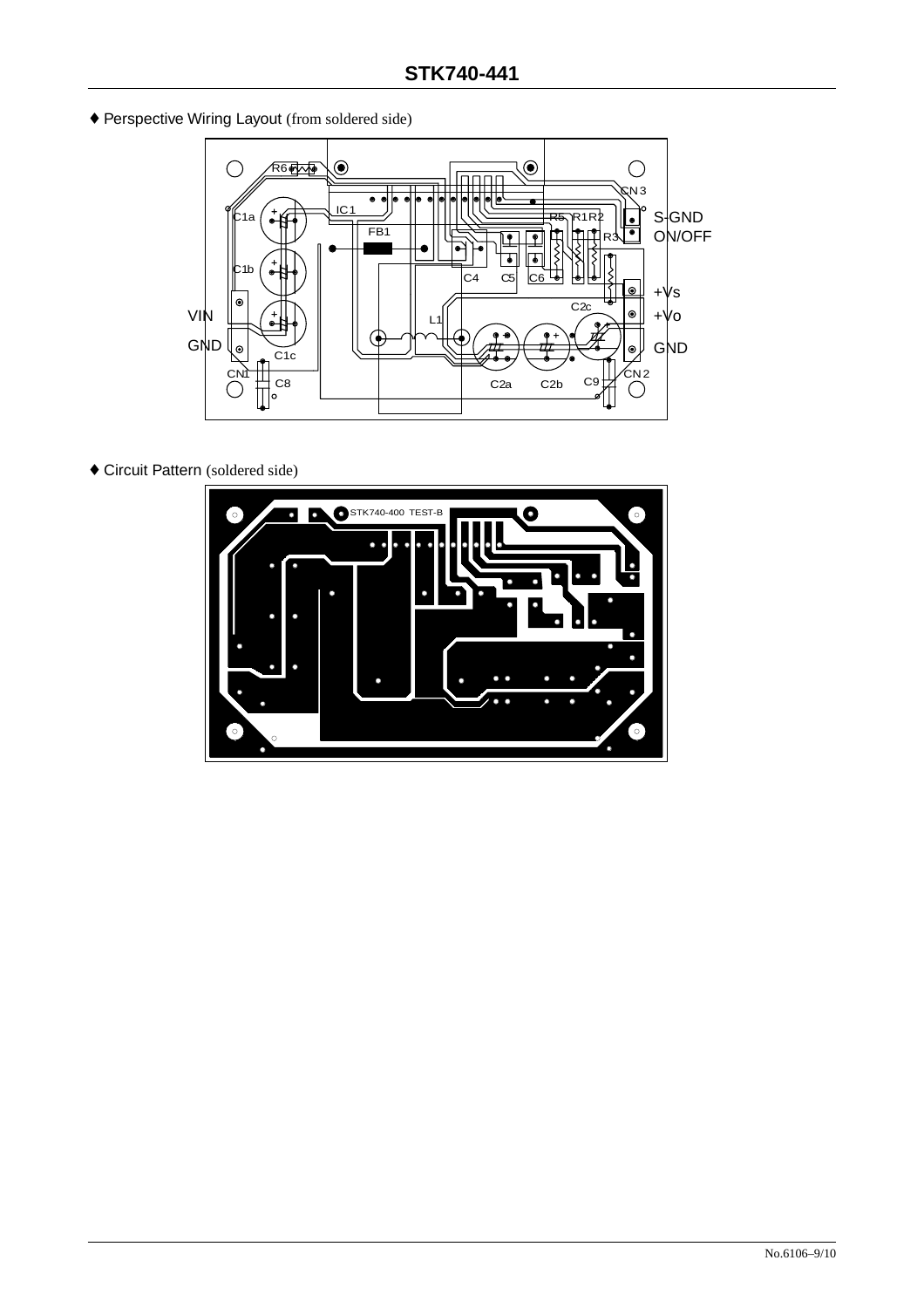♦ Perspective Wiring Layout (from soldered side)

R6 C1a IC1 FB1 C1b VIN GND C1c CN1 C8 L1 C4 C5 C6 R5 R1 R2 R3 CN3 S-GND ON/OFF +Vs +Vo GND C2c C2a C2b C9 CN2

♦ Circuit Pattern (soldered side)

STK740-400 TEST-B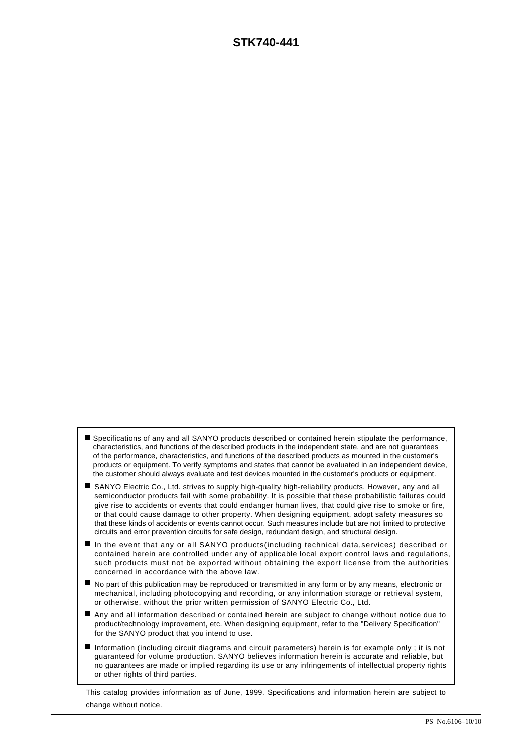- Specifications of any and all SANYO products described or contained herein stipulate the performance, characteristics, and functions of the described products in the independent state, and are not guarantees of the performance, characteristics, and functions of the described products as mounted in the customer's products or equipment. To verify symptoms and states that cannot be evaluated in an independent device, the customer should always evaluate and test devices mounted in the customer's products or equipment.
- SANYO Electric Co., Ltd. strives to supply high-quality high-reliability products. However, any and all semiconductor products fail with some probability. It is possible that these probabilistic failures could give rise to accidents or events that could endanger human lives, that could give rise to smoke or fire, or that could cause damage to other property. When designing equipment, adopt safety measures so that these kinds of accidents or events cannot occur. Such measures include but are not limited to protective circuits and error prevention circuits for safe design, redundant design, and structural design.
- In the event that any or all SANYO products(including technical data,services) described or contained herein are controlled under any of applicable local export control laws and regulations, such products must not be exported without obtaining the export license from the authorities concerned in accordance with the above law.
- No part of this publication may be reproduced or transmitted in any form or by any means, electronic or mechanical, including photocopying and recording, or any information storage or retrieval system, or otherwise, without the prior written permission of SANYO Electric Co., Ltd.
- Any and all information described or contained herein are subject to change without notice due to product/technology improvement, etc. When designing equipment, refer to the "Delivery Specification" for the SANYO product that you intend to use.
- Information (including circuit diagrams and circuit parameters) herein is for example only ; it is not guaranteed for volume production. SANYO believes information herein is accurate and reliable, but no guarantees are made or implied regarding its use or any infringements of intellectual property rights or other rights of third parties.

This catalog provides information as of June, 1999. Specifications and information herein are subject to change without notice.